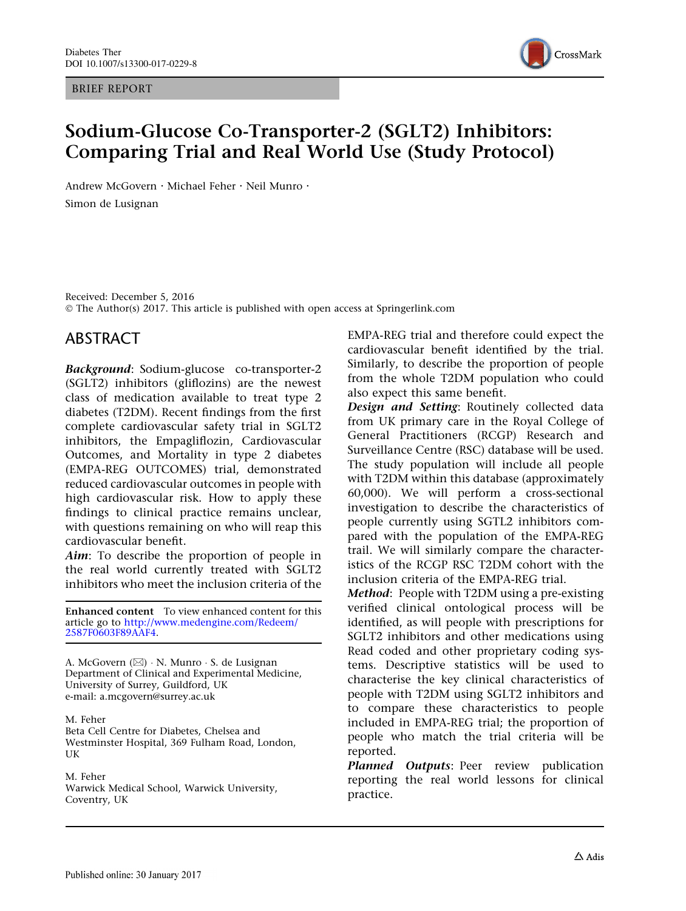BRIEF REPORT

# Sodium-Glucose Co-Transporter-2 (SGLT2) Inhibitors: Comparing Trial and Real World Use (Study Protocol)

Andrew McGovern · Michael Feher · Neil Munro · Simon de Lusignan

Received: December 5, 2016
© The Author(s) 2017. This article is published with open access at Springerlink.com

## ABSTRACT

***Background***: Sodium-glucose co-transporter-2 (SGLT2) inhibitors (gliflozins) are the newest class of medication available to treat type 2 diabetes (T2DM). Recent findings from the first complete cardiovascular safety trial in SGLT2 inhibitors, the Empagliflozin, Cardiovascular Outcomes, and Mortality in type 2 diabetes (EMPA-REG OUTCOMES) trial, demonstrated reduced cardiovascular outcomes in people with high cardiovascular risk. How to apply these findings to clinical practice remains unclear, with questions remaining on who will reap this cardiovascular benefit.

***Aim***: To describe the proportion of people in the real world currently treated with SGLT2 inhibitors who meet the inclusion criteria of the EMPA-REG trial and therefore could expect the cardiovascular benefit identified by the trial. Similarly, to describe the proportion of people from the whole T2DM population who could also expect this same benefit.

***Design and Setting***: Routinely collected data from UK primary care in the Royal College of General Practitioners (RCGP) Research and Surveillance Centre (RSC) database will be used. The study population will include all people with T2DM within this database (approximately 60,000). We will perform a cross-sectional investigation to describe the characteristics of people currently using SGTL2 inhibitors compared with the population of the EMPA-REG trail. We will similarly compare the characteristics of the RCGP RSC T2DM cohort with the inclusion criteria of the EMPA-REG trial.

***Method***: People with T2DM using a pre-existing verified clinical ontological process will be identified, as will people with prescriptions for SGLT2 inhibitors and other medications using Read coded and other proprietary coding systems. Descriptive statistics will be used to characterise the key clinical characteristics of people with T2DM using SGLT2 inhibitors and to compare these characteristics to people included in EMPA-REG trial; the proportion of people who match the trial criteria will be reported.

***Planned Outputs***: Peer review publication reporting the real world lessons for clinical practice.

**Enhanced content** To view enhanced content for this article go to http://www.medengine.com/Redeem/2587F0603F89AAF4.

A. McGovern (✉) · N. Munro · S. de Lusignan
Department of Clinical and Experimental Medicine, University of Surrey, Guildford, UK
e-mail: a.mcgovern@surrey.ac.uk

M. Feher
Beta Cell Centre for Diabetes, Chelsea and Westminster Hospital, 369 Fulham Road, London, UK

M. Feher
Warwick Medical School, Warwick University, Coventry, UK

Published online: 30 January 2017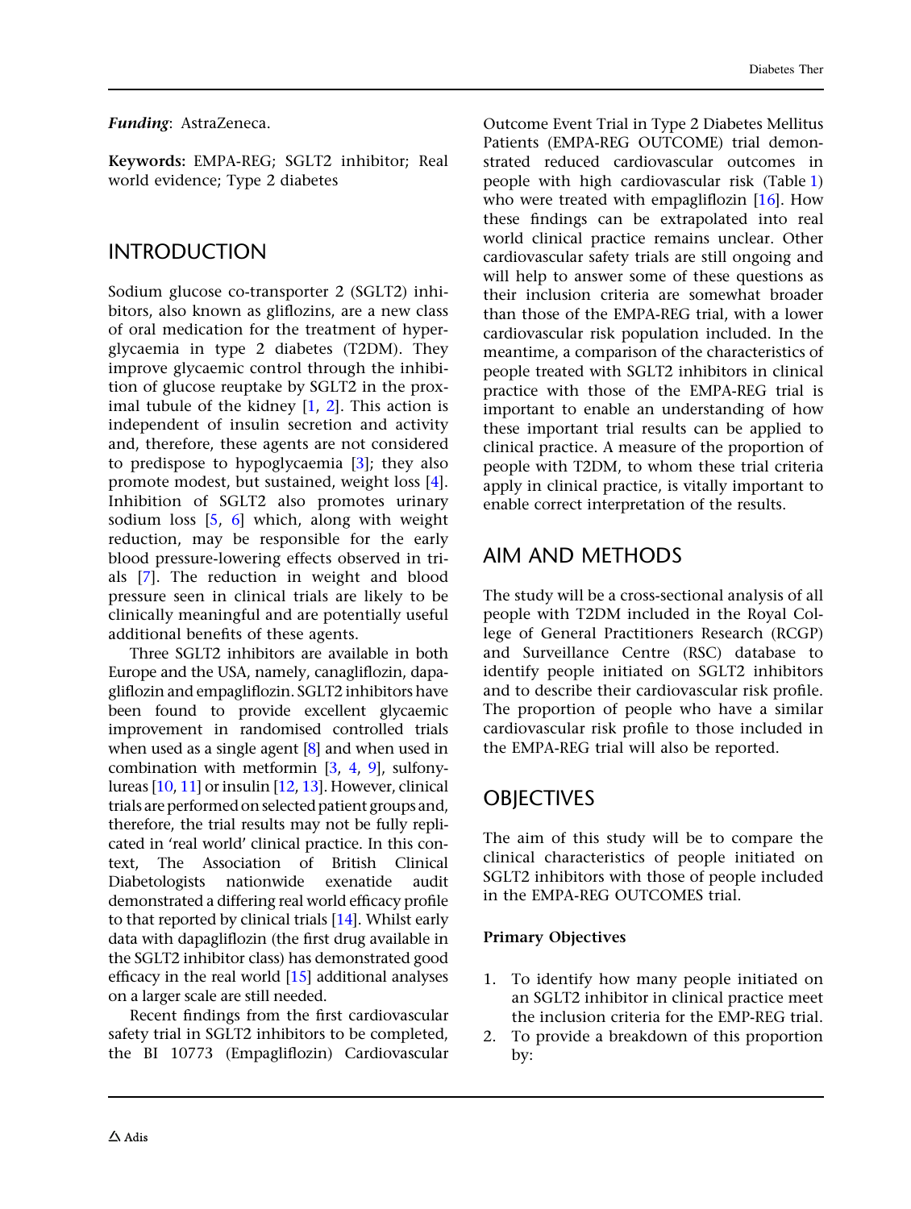***Funding***: AstraZeneca.

**Keywords:** EMPA-REG; SGLT2 inhibitor; Real world evidence; Type 2 diabetes

## INTRODUCTION

Sodium glucose co-transporter 2 (SGLT2) inhibitors, also known as gliflozins, are a new class of oral medication for the treatment of hyperglycaemia in type 2 diabetes (T2DM). They improve glycaemic control through the inhibition of glucose reuptake by SGLT2 in the proximal tubule of the kidney [1, 2]. This action is independent of insulin secretion and activity and, therefore, these agents are not considered to predispose to hypoglycaemia [3]; they also promote modest, but sustained, weight loss [4]. Inhibition of SGLT2 also promotes urinary sodium loss [5, 6] which, along with weight reduction, may be responsible for the early blood pressure-lowering effects observed in trials [7]. The reduction in weight and blood pressure seen in clinical trials are likely to be clinically meaningful and are potentially useful additional benefits of these agents.

Three SGLT2 inhibitors are available in both Europe and the USA, namely, canagliflozin, dapagliflozin and empagliflozin. SGLT2 inhibitors have been found to provide excellent glycaemic improvement in randomised controlled trials when used as a single agent [8] and when used in combination with metformin [3, 4, 9], sulfonylureas [10, 11] or insulin [12, 13]. However, clinical trials are performed on selected patient groups and, therefore, the trial results may not be fully replicated in 'real world' clinical practice. In this context, The Association of British Clinical Diabetologists nationwide exenatide audit demonstrated a differing real world efficacy profile to that reported by clinical trials [14]. Whilst early data with dapagliflozin (the first drug available in the SGLT2 inhibitor class) has demonstrated good efficacy in the real world [15] additional analyses on a larger scale are still needed.

Recent findings from the first cardiovascular safety trial in SGLT2 inhibitors to be completed, the BI 10773 (Empagliflozin) Cardiovascular Outcome Event Trial in Type 2 Diabetes Mellitus Patients (EMPA-REG OUTCOME) trial demonstrated reduced cardiovascular outcomes in people with high cardiovascular risk (Table 1) who were treated with empagliflozin [16]. How these findings can be extrapolated into real world clinical practice remains unclear. Other cardiovascular safety trials are still ongoing and will help to answer some of these questions as their inclusion criteria are somewhat broader than those of the EMPA-REG trial, with a lower cardiovascular risk population included. In the meantime, a comparison of the characteristics of people treated with SGLT2 inhibitors in clinical practice with those of the EMPA-REG trial is important to enable an understanding of how these important trial results can be applied to clinical practice. A measure of the proportion of people with T2DM, to whom these trial criteria apply in clinical practice, is vitally important to enable correct interpretation of the results.

## AIM AND METHODS

The study will be a cross-sectional analysis of all people with T2DM included in the Royal College of General Practitioners Research (RCGP) and Surveillance Centre (RSC) database to identify people initiated on SGLT2 inhibitors and to describe their cardiovascular risk profile. The proportion of people who have a similar cardiovascular risk profile to those included in the EMPA-REG trial will also be reported.

## OBJECTIVES

The aim of this study will be to compare the clinical characteristics of people initiated on SGLT2 inhibitors with those of people included in the EMPA-REG OUTCOMES trial.

### Primary Objectives

1. To identify how many people initiated on an SGLT2 inhibitor in clinical practice meet the inclusion criteria for the EMP-REG trial.
2. To provide a breakdown of this proportion by: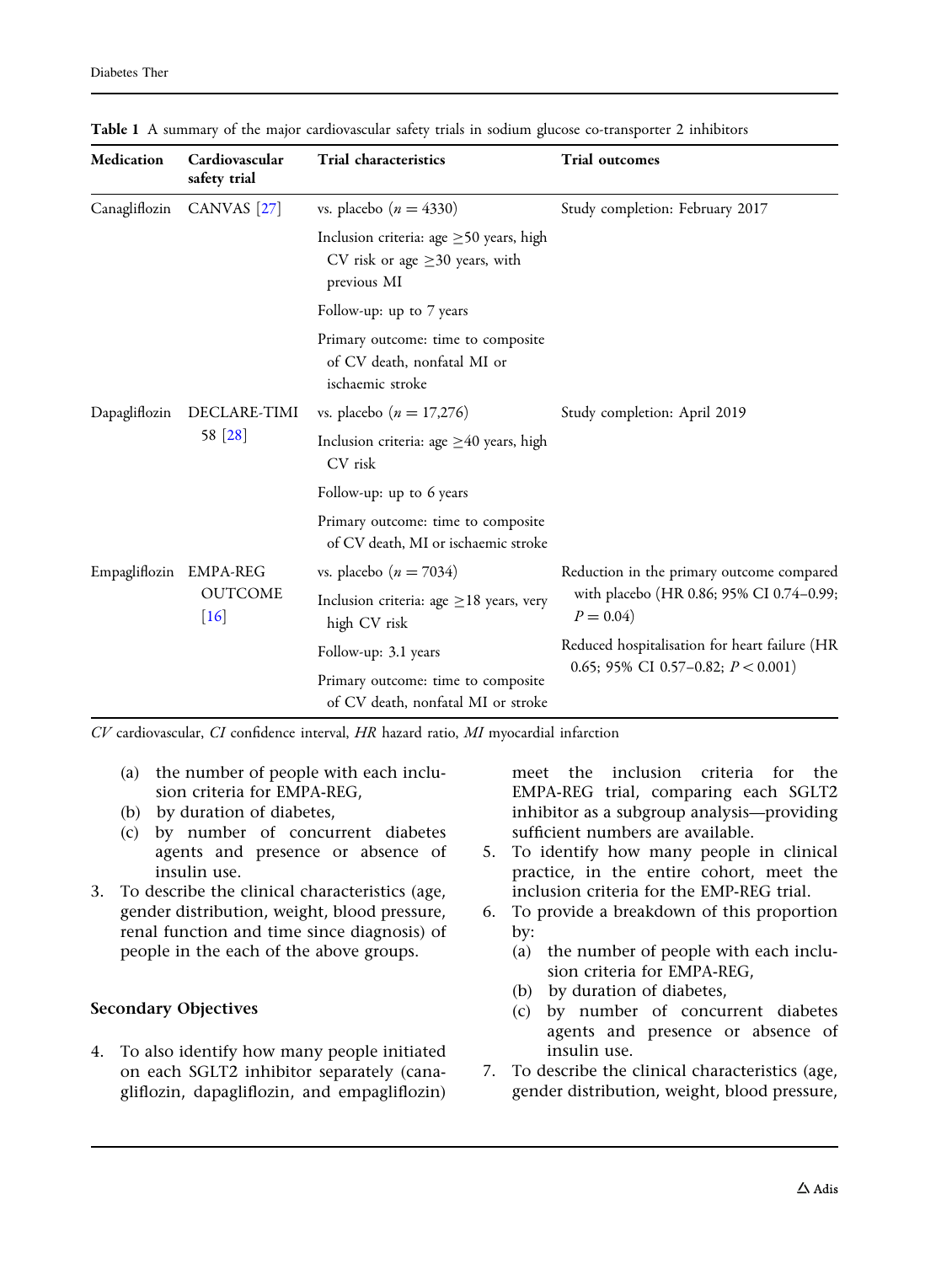**Table 1** A summary of the major cardiovascular safety trials in sodium glucose co-transporter 2 inhibitors

| Medication | Cardiovascular safety trial | Trial characteristics | Trial outcomes |
| --- | --- | --- | --- |
| Canagliflozin | CANVAS [27] | vs. placebo ($n = 4330$) | Study completion: February 2017 |
| | | Inclusion criteria: age ≥50 years, high CV risk or age ≥30 years, with previous MI | |
| | | Follow-up: up to 7 years | |
| | | Primary outcome: time to composite of CV death, nonfatal MI or ischaemic stroke | |
| Dapagliflozin | DECLARE-TIMI 58 [28] | vs. placebo ($n = 17{,}276$) | Study completion: April 2019 |
| | | Inclusion criteria: age ≥40 years, high CV risk | |
| | | Follow-up: up to 6 years | |
| | | Primary outcome: time to composite of CV death, MI or ischaemic stroke | |
| Empagliflozin | EMPA-REG OUTCOME [16] | vs. placebo ($n = 7034$) | Reduction in the primary outcome compared with placebo (HR 0.86; 95% CI 0.74–0.99; $P = 0.04$) |
| | | Inclusion criteria: age ≥18 years, very high CV risk | |
| | | Follow-up: 3.1 years | Reduced hospitalisation for heart failure (HR 0.65; 95% CI 0.57–0.82; $P < 0.001$) |
| | | Primary outcome: time to composite of CV death, nonfatal MI or stroke | |

*CV* cardiovascular, *CI* confidence interval, *HR* hazard ratio, *MI* myocardial infarction

   (a) the number of people with each inclusion criteria for EMPA-REG,
   (b) by duration of diabetes,
   (c) by number of concurrent diabetes agents and presence or absence of insulin use.

3. To describe the clinical characteristics (age, gender distribution, weight, blood pressure, renal function and time since diagnosis) of people in the each of the above groups.

### Secondary Objectives

4. To also identify how many people initiated on each SGLT2 inhibitor separately (canagliflozin, dapagliflozin, and empagliflozin) meet the inclusion criteria for the EMPA-REG trial, comparing each SGLT2 inhibitor as a subgroup analysis—providing sufficient numbers are available.
5. To identify how many people in clinical practice, in the entire cohort, meet the inclusion criteria for the EMP-REG trial.
6. To provide a breakdown of this proportion by:
   (a) the number of people with each inclusion criteria for EMPA-REG,
   (b) by duration of diabetes,
   (c) by number of concurrent diabetes agents and presence or absence of insulin use.
7. To describe the clinical characteristics (age, gender distribution, weight, blood pressure,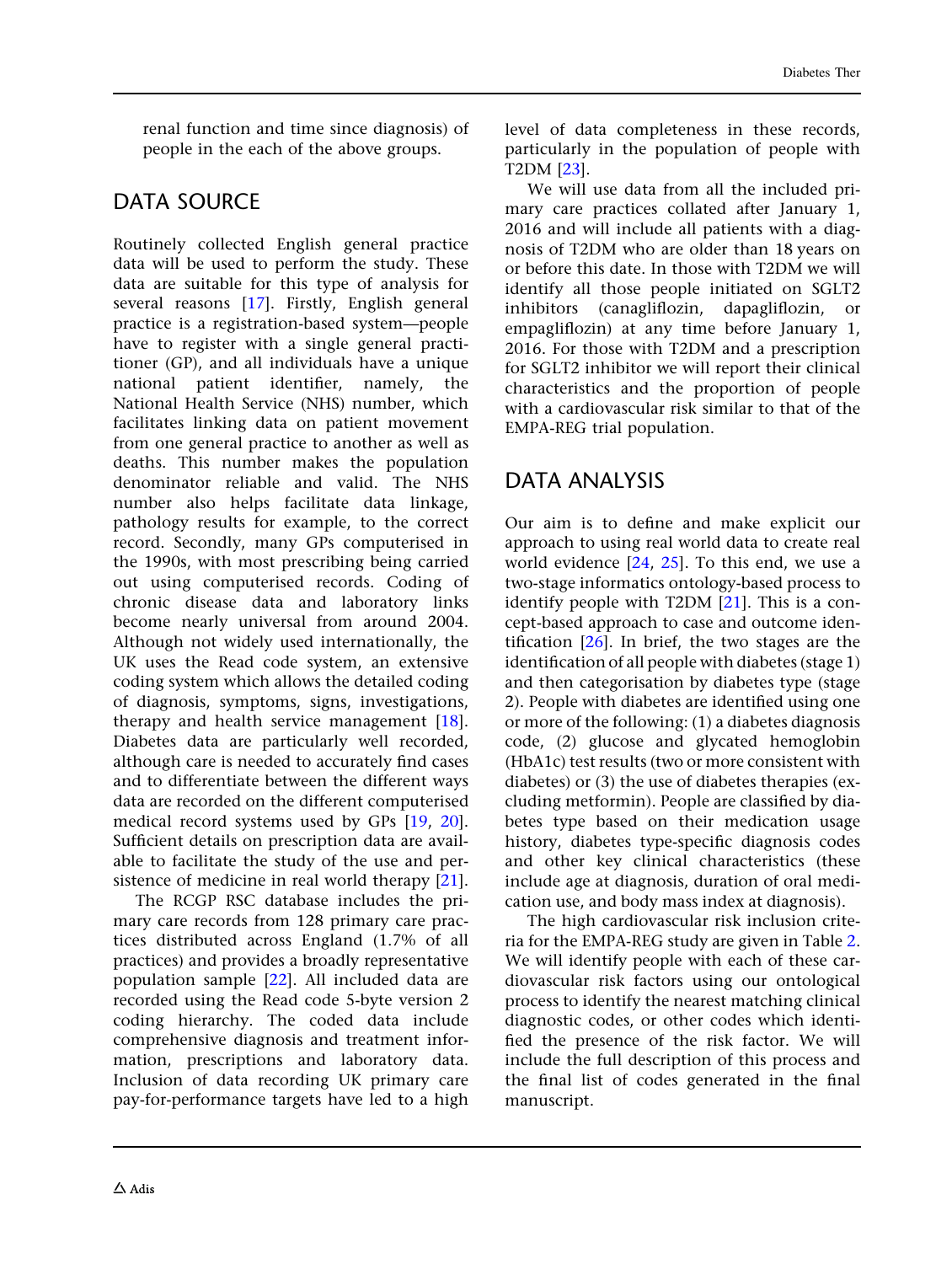renal function and time since diagnosis) of people in the each of the above groups.

## DATA SOURCE

Routinely collected English general practice data will be used to perform the study. These data are suitable for this type of analysis for several reasons [17]. Firstly, English general practice is a registration-based system—people have to register with a single general practitioner (GP), and all individuals have a unique national patient identifier, namely, the National Health Service (NHS) number, which facilitates linking data on patient movement from one general practice to another as well as deaths. This number makes the population denominator reliable and valid. The NHS number also helps facilitate data linkage, pathology results for example, to the correct record. Secondly, many GPs computerised in the 1990s, with most prescribing being carried out using computerised records. Coding of chronic disease data and laboratory links become nearly universal from around 2004. Although not widely used internationally, the UK uses the Read code system, an extensive coding system which allows the detailed coding of diagnosis, symptoms, signs, investigations, therapy and health service management [18]. Diabetes data are particularly well recorded, although care is needed to accurately find cases and to differentiate between the different ways data are recorded on the different computerised medical record systems used by GPs [19, 20]. Sufficient details on prescription data are available to facilitate the study of the use and persistence of medicine in real world therapy [21].

The RCGP RSC database includes the primary care records from 128 primary care practices distributed across England (1.7% of all practices) and provides a broadly representative population sample [22]. All included data are recorded using the Read code 5-byte version 2 coding hierarchy. The coded data include comprehensive diagnosis and treatment information, prescriptions and laboratory data. Inclusion of data recording UK primary care pay-for-performance targets have led to a high level of data completeness in these records, particularly in the population of people with T2DM [23].

We will use data from all the included primary care practices collated after January 1, 2016 and will include all patients with a diagnosis of T2DM who are older than 18 years on or before this date. In those with T2DM we will identify all those people initiated on SGLT2 inhibitors (canagliflozin, dapagliflozin, or empagliflozin) at any time before January 1, 2016. For those with T2DM and a prescription for SGLT2 inhibitor we will report their clinical characteristics and the proportion of people with a cardiovascular risk similar to that of the EMPA-REG trial population.

## DATA ANALYSIS

Our aim is to define and make explicit our approach to using real world data to create real world evidence [24, 25]. To this end, we use a two-stage informatics ontology-based process to identify people with T2DM [21]. This is a concept-based approach to case and outcome identification [26]. In brief, the two stages are the identification of all people with diabetes (stage 1) and then categorisation by diabetes type (stage 2). People with diabetes are identified using one or more of the following: (1) a diabetes diagnosis code, (2) glucose and glycated hemoglobin (HbA1c) test results (two or more consistent with diabetes) or (3) the use of diabetes therapies (excluding metformin). People are classified by diabetes type based on their medication usage history, diabetes type-specific diagnosis codes and other key clinical characteristics (these include age at diagnosis, duration of oral medication use, and body mass index at diagnosis).

The high cardiovascular risk inclusion criteria for the EMPA-REG study are given in Table 2. We will identify people with each of these cardiovascular risk factors using our ontological process to identify the nearest matching clinical diagnostic codes, or other codes which identified the presence of the risk factor. We will include the full description of this process and the final list of codes generated in the final manuscript.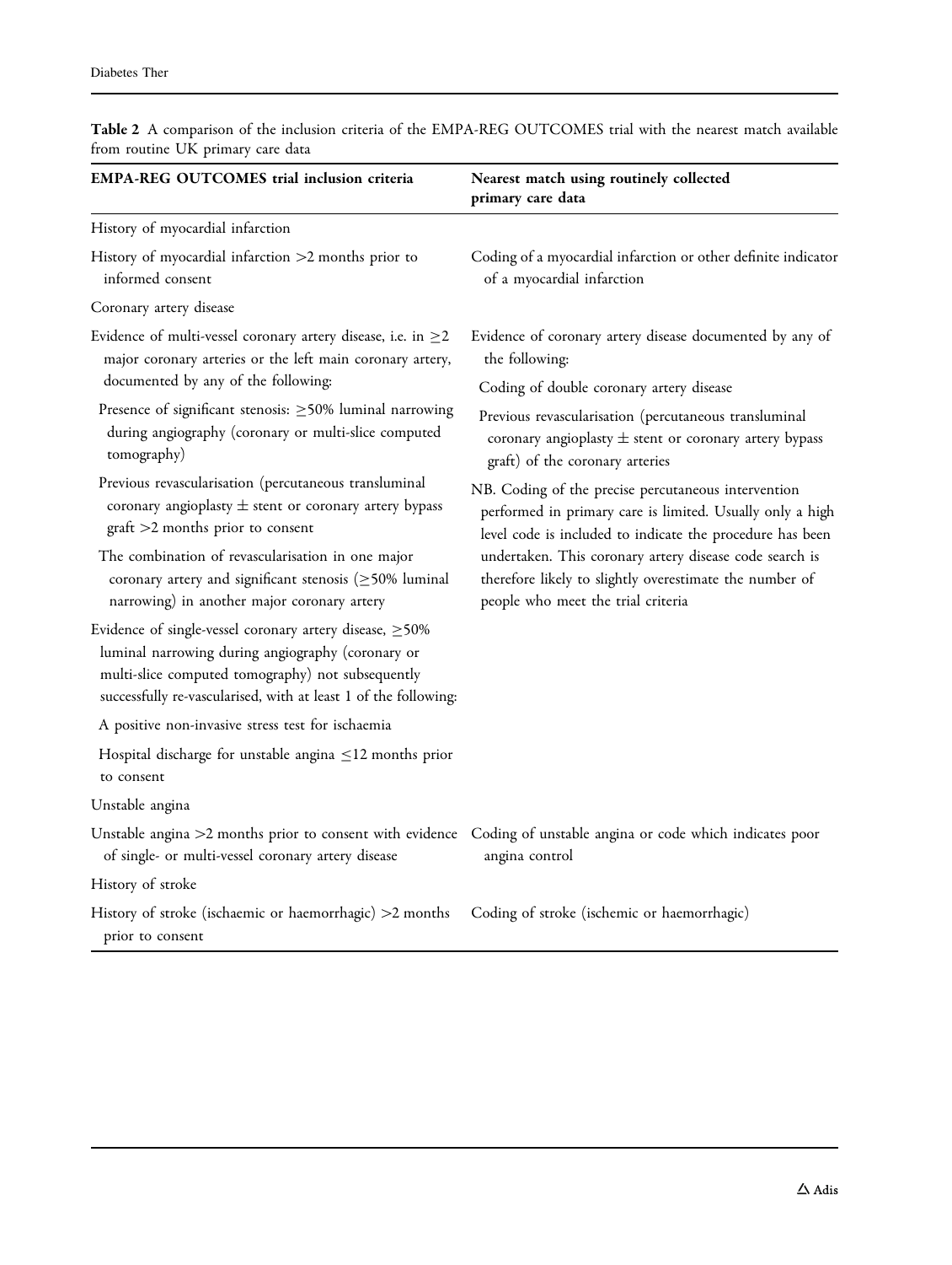**Table 2** A comparison of the inclusion criteria of the EMPA-REG OUTCOMES trial with the nearest match available from routine UK primary care data

| EMPA-REG OUTCOMES trial inclusion criteria | Nearest match using routinely collected primary care data |
|---|---|
| History of myocardial infarction | |
| History of myocardial infarction >2 months prior to informed consent | Coding of a myocardial infarction or other definite indicator of a myocardial infarction |
| Coronary artery disease | |
| Evidence of multi-vessel coronary artery disease, i.e. in ≥2 major coronary arteries or the left main coronary artery, documented by any of the following: | Evidence of coronary artery disease documented by any of the following: |
| Presence of significant stenosis: ≥50% luminal narrowing during angiography (coronary or multi-slice computed tomography) | Coding of double coronary artery disease |
| Previous revascularisation (percutaneous transluminal coronary angioplasty ± stent or coronary artery bypass graft >2 months prior to consent | Previous revascularisation (percutaneous transluminal coronary angioplasty ± stent or coronary artery bypass graft) of the coronary arteries |
| The combination of revascularisation in one major coronary artery and significant stenosis (≥50% luminal narrowing) in another major coronary artery | NB. Coding of the precise percutaneous intervention performed in primary care is limited. Usually only a high level code is included to indicate the procedure has been undertaken. This coronary artery disease code search is therefore likely to slightly overestimate the number of people who meet the trial criteria |
| Evidence of single-vessel coronary artery disease, ≥50% luminal narrowing during angiography (coronary or multi-slice computed tomography) not subsequently successfully re-vascularised, with at least 1 of the following: | |
| A positive non-invasive stress test for ischaemia | |
| Hospital discharge for unstable angina ≤12 months prior to consent | |
| Unstable angina | |
| Unstable angina >2 months prior to consent with evidence of single- or multi-vessel coronary artery disease | Coding of unstable angina or code which indicates poor angina control |
| History of stroke | |
| History of stroke (ischaemic or haemorrhagic) >2 months prior to consent | Coding of stroke (ischemic or haemorrhagic) |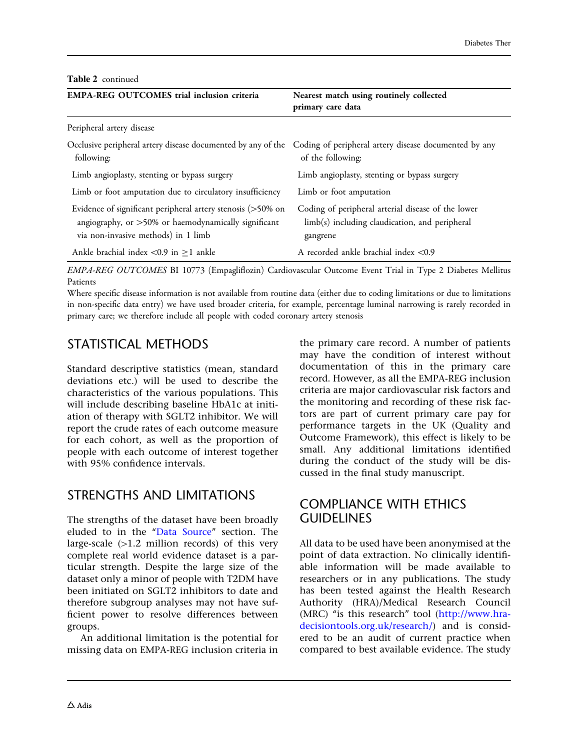**Table 2** continued

| EMPA-REG OUTCOMES trial inclusion criteria | Nearest match using routinely collected primary care data |
|---|---|
| Peripheral artery disease | |
| Occlusive peripheral artery disease documented by any of the following: | Coding of peripheral artery disease documented by any of the following: |
| Limb angioplasty, stenting or bypass surgery | Limb angioplasty, stenting or bypass surgery |
| Limb or foot amputation due to circulatory insufficiency | Limb or foot amputation |
| Evidence of significant peripheral artery stenosis (>50% on angiography, or >50% or haemodynamically significant via non-invasive methods) in 1 limb | Coding of peripheral arterial disease of the lower limb(s) including claudication, and peripheral gangrene |
| Ankle brachial index <0.9 in ≥1 ankle | A recorded ankle brachial index <0.9 |

*EMPA-REG OUTCOMES* BI 10773 (Empagliflozin) Cardiovascular Outcome Event Trial in Type 2 Diabetes Mellitus Patients

Where specific disease information is not available from routine data (either due to coding limitations or due to limitations in non-specific data entry) we have used broader criteria, for example, percentage luminal narrowing is rarely recorded in primary care; we therefore include all people with coded coronary artery stenosis

## STATISTICAL METHODS

Standard descriptive statistics (mean, standard deviations etc.) will be used to describe the characteristics of the various populations. This will include describing baseline HbA1c at initiation of therapy with SGLT2 inhibitor. We will report the crude rates of each outcome measure for each cohort, as well as the proportion of people with each outcome of interest together with 95% confidence intervals.

## STRENGTHS AND LIMITATIONS

The strengths of the dataset have been broadly eluded to in the "Data Source" section. The large-scale (>1.2 million records) of this very complete real world evidence dataset is a particular strength. Despite the large size of the dataset only a minor of people with T2DM have been initiated on SGLT2 inhibitors to date and therefore subgroup analyses may not have sufficient power to resolve differences between groups.

An additional limitation is the potential for missing data on EMPA-REG inclusion criteria in the primary care record. A number of patients may have the condition of interest without documentation of this in the primary care record. However, as all the EMPA-REG inclusion criteria are major cardiovascular risk factors and the monitoring and recording of these risk factors are part of current primary care pay for performance targets in the UK (Quality and Outcome Framework), this effect is likely to be small. Any additional limitations identified during the conduct of the study will be discussed in the final study manuscript.

## COMPLIANCE WITH ETHICS GUIDELINES

All data to be used have been anonymised at the point of data extraction. No clinically identifiable information will be made available to researchers or in any publications. The study has been tested against the Health Research Authority (HRA)/Medical Research Council (MRC) "is this research" tool (http://www.hra-decisiontools.org.uk/research/) and is considered to be an audit of current practice when compared to best available evidence. The study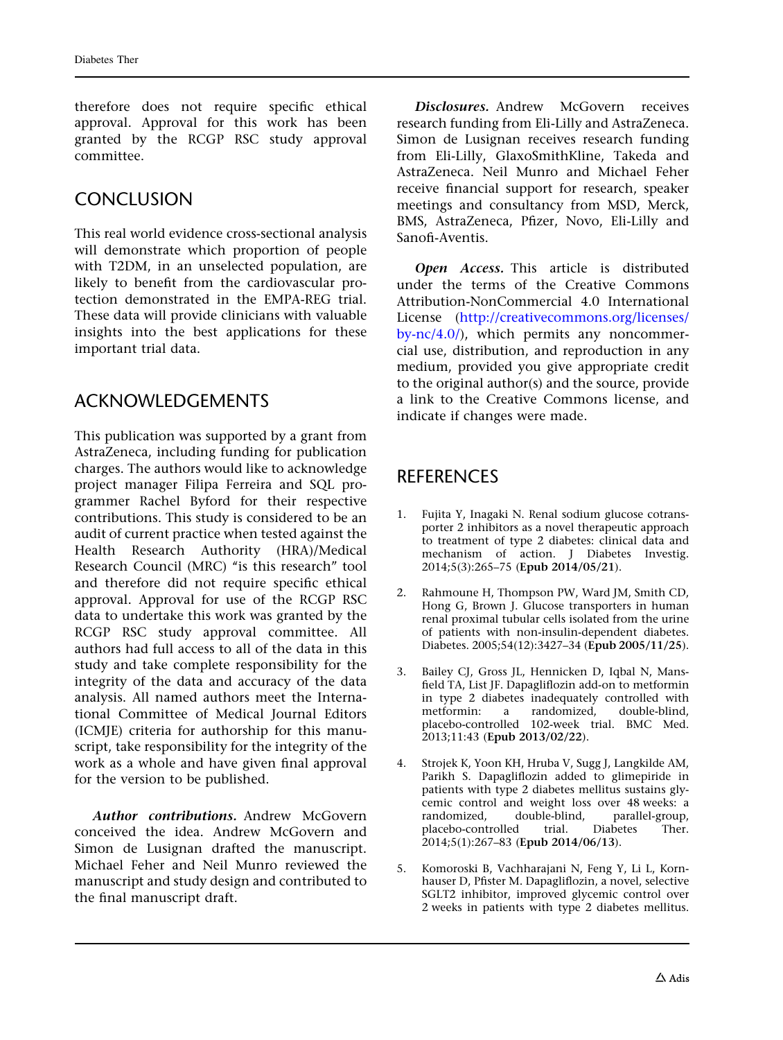therefore does not require specific ethical approval. Approval for this work has been granted by the RCGP RSC study approval committee.

## CONCLUSION

This real world evidence cross-sectional analysis will demonstrate which proportion of people with T2DM, in an unselected population, are likely to benefit from the cardiovascular protection demonstrated in the EMPA-REG trial. These data will provide clinicians with valuable insights into the best applications for these important trial data.

## ACKNOWLEDGEMENTS

This publication was supported by a grant from AstraZeneca, including funding for publication charges. The authors would like to acknowledge project manager Filipa Ferreira and SQL programmer Rachel Byford for their respective contributions. This study is considered to be an audit of current practice when tested against the Health Research Authority (HRA)/Medical Research Council (MRC) "is this research" tool and therefore did not require specific ethical approval. Approval for use of the RCGP RSC data to undertake this work was granted by the RCGP RSC study approval committee. All authors had full access to all of the data in this study and take complete responsibility for the integrity of the data and accuracy of the data analysis. All named authors meet the International Committee of Medical Journal Editors (ICMJE) criteria for authorship for this manuscript, take responsibility for the integrity of the work as a whole and have given final approval for the version to be published.

***Author contributions.*** Andrew McGovern conceived the idea. Andrew McGovern and Simon de Lusignan drafted the manuscript. Michael Feher and Neil Munro reviewed the manuscript and study design and contributed to the final manuscript draft.

***Disclosures.*** Andrew McGovern receives research funding from Eli-Lilly and AstraZeneca. Simon de Lusignan receives research funding from Eli-Lilly, GlaxoSmithKline, Takeda and AstraZeneca. Neil Munro and Michael Feher receive financial support for research, speaker meetings and consultancy from MSD, Merck, BMS, AstraZeneca, Pfizer, Novo, Eli-Lilly and Sanofi-Aventis.

***Open Access.*** This article is distributed under the terms of the Creative Commons Attribution-NonCommercial 4.0 International License (http://creativecommons.org/licenses/by-nc/4.0/), which permits any noncommercial use, distribution, and reproduction in any medium, provided you give appropriate credit to the original author(s) and the source, provide a link to the Creative Commons license, and indicate if changes were made.

## REFERENCES

1. Fujita Y, Inagaki N. Renal sodium glucose cotransporter 2 inhibitors as a novel therapeutic approach to treatment of type 2 diabetes: clinical data and mechanism of action. J Diabetes Investig. 2014;5(3):265–75 (**Epub 2014/05/21**).

2. Rahmoune H, Thompson PW, Ward JM, Smith CD, Hong G, Brown J. Glucose transporters in human renal proximal tubular cells isolated from the urine of patients with non-insulin-dependent diabetes. Diabetes. 2005;54(12):3427–34 (**Epub 2005/11/25**).

3. Bailey CJ, Gross JL, Hennicken D, Iqbal N, Mansfield TA, List JF. Dapagliflozin add-on to metformin in type 2 diabetes inadequately controlled with metformin: a randomized, double-blind, placebo-controlled 102-week trial. BMC Med. 2013;11:43 (**Epub 2013/02/22**).

4. Strojek K, Yoon KH, Hruba V, Sugg J, Langkilde AM, Parikh S. Dapagliflozin added to glimepiride in patients with type 2 diabetes mellitus sustains glycemic control and weight loss over 48 weeks: a randomized, double-blind, parallel-group, placebo-controlled trial. Diabetes Ther. 2014;5(1):267–83 (**Epub 2014/06/13**).

5. Komoroski B, Vachharajani N, Feng Y, Li L, Kornhauser D, Pfister M. Dapagliflozin, a novel, selective SGLT2 inhibitor, improved glycemic control over 2 weeks in patients with type 2 diabetes mellitus.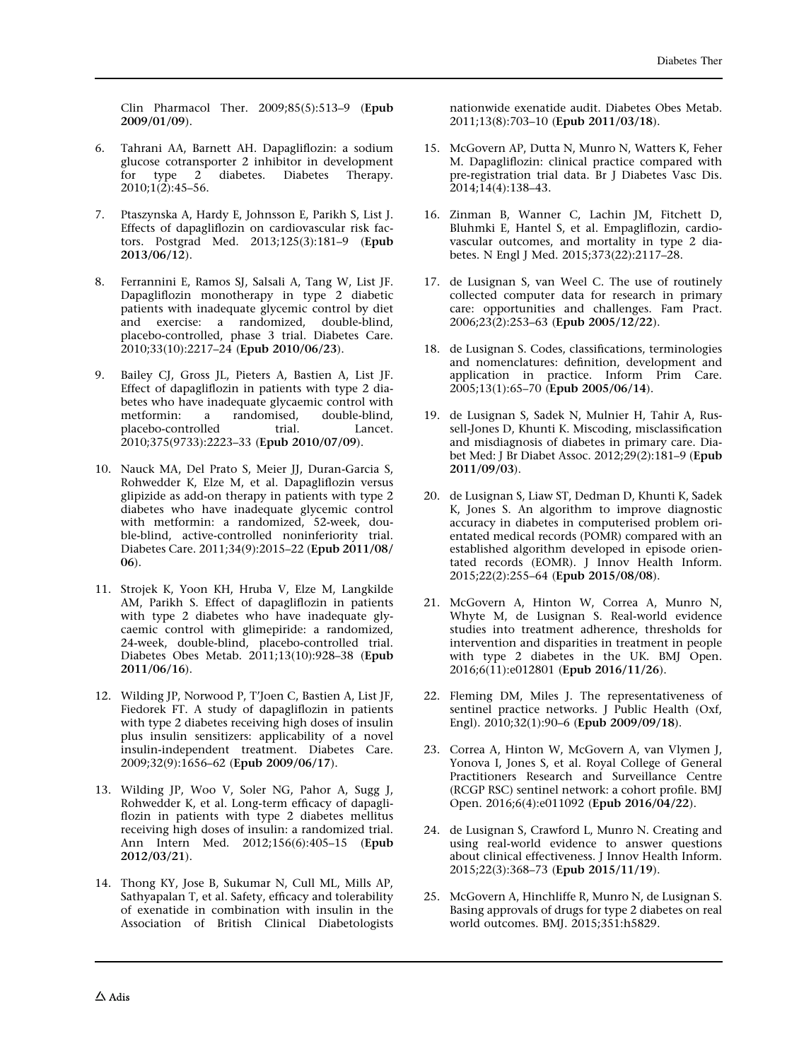Clin Pharmacol Ther. 2009;85(5):513–9 (**Epub 2009/01/09**).

6. Tahrani AA, Barnett AH. Dapagliflozin: a sodium glucose cotransporter 2 inhibitor in development for type 2 diabetes. Diabetes Therapy. 2010;1(2):45–56.

7. Ptaszynska A, Hardy E, Johnsson E, Parikh S, List J. Effects of dapagliflozin on cardiovascular risk factors. Postgrad Med. 2013;125(3):181–9 (**Epub 2013/06/12**).

8. Ferrannini E, Ramos SJ, Salsali A, Tang W, List JF. Dapagliflozin monotherapy in type 2 diabetic patients with inadequate glycemic control by diet and exercise: a randomized, double-blind, placebo-controlled, phase 3 trial. Diabetes Care. 2010;33(10):2217–24 (**Epub 2010/06/23**).

9. Bailey CJ, Gross JL, Pieters A, Bastien A, List JF. Effect of dapagliflozin in patients with type 2 diabetes who have inadequate glycaemic control with metformin: a randomised, double-blind, placebo-controlled trial. Lancet. 2010;375(9733):2223–33 (**Epub 2010/07/09**).

10. Nauck MA, Del Prato S, Meier JJ, Duran-Garcia S, Rohwedder K, Elze M, et al. Dapagliflozin versus glipizide as add-on therapy in patients with type 2 diabetes who have inadequate glycemic control with metformin: a randomized, 52-week, double-blind, active-controlled noninferiority trial. Diabetes Care. 2011;34(9):2015–22 (**Epub 2011/08/06**).

11. Strojek K, Yoon KH, Hruba V, Elze M, Langkilde AM, Parikh S. Effect of dapagliflozin in patients with type 2 diabetes who have inadequate glycaemic control with glimepiride: a randomized, 24-week, double-blind, placebo-controlled trial. Diabetes Obes Metab. 2011;13(10):928–38 (**Epub 2011/06/16**).

12. Wilding JP, Norwood P, T'Joen C, Bastien A, List JF, Fiedorek FT. A study of dapagliflozin in patients with type 2 diabetes receiving high doses of insulin plus insulin sensitizers: applicability of a novel insulin-independent treatment. Diabetes Care. 2009;32(9):1656–62 (**Epub 2009/06/17**).

13. Wilding JP, Woo V, Soler NG, Pahor A, Sugg J, Rohwedder K, et al. Long-term efficacy of dapagliflozin in patients with type 2 diabetes mellitus receiving high doses of insulin: a randomized trial. Ann Intern Med. 2012;156(6):405–15 (**Epub 2012/03/21**).

14. Thong KY, Jose B, Sukumar N, Cull ML, Mills AP, Sathyapalan T, et al. Safety, efficacy and tolerability of exenatide in combination with insulin in the Association of British Clinical Diabetologists nationwide exenatide audit. Diabetes Obes Metab. 2011;13(8):703–10 (**Epub 2011/03/18**).

15. McGovern AP, Dutta N, Munro N, Watters K, Feher M. Dapagliflozin: clinical practice compared with pre-registration trial data. Br J Diabetes Vasc Dis. 2014;14(4):138–43.

16. Zinman B, Wanner C, Lachin JM, Fitchett D, Bluhmki E, Hantel S, et al. Empagliflozin, cardiovascular outcomes, and mortality in type 2 diabetes. N Engl J Med. 2015;373(22):2117–28.

17. de Lusignan S, van Weel C. The use of routinely collected computer data for research in primary care: opportunities and challenges. Fam Pract. 2006;23(2):253–63 (**Epub 2005/12/22**).

18. de Lusignan S. Codes, classifications, terminologies and nomenclatures: definition, development and application in practice. Inform Prim Care. 2005;13(1):65–70 (**Epub 2005/06/14**).

19. de Lusignan S, Sadek N, Mulnier H, Tahir A, Russell-Jones D, Khunti K. Miscoding, misclassification and misdiagnosis of diabetes in primary care. Diabet Med: J Br Diabet Assoc. 2012;29(2):181–9 (**Epub 2011/09/03**).

20. de Lusignan S, Liaw ST, Dedman D, Khunti K, Sadek K, Jones S. An algorithm to improve diagnostic accuracy in diabetes in computerised problem orientated medical records (POMR) compared with an established algorithm developed in episode orientated records (EOMR). J Innov Health Inform. 2015;22(2):255–64 (**Epub 2015/08/08**).

21. McGovern A, Hinton W, Correa A, Munro N, Whyte M, de Lusignan S. Real-world evidence studies into treatment adherence, thresholds for intervention and disparities in treatment in people with type 2 diabetes in the UK. BMJ Open. 2016;6(11):e012801 (**Epub 2016/11/26**).

22. Fleming DM, Miles J. The representativeness of sentinel practice networks. J Public Health (Oxf, Engl). 2010;32(1):90–6 (**Epub 2009/09/18**).

23. Correa A, Hinton W, McGovern A, van Vlymen J, Yonova I, Jones S, et al. Royal College of General Practitioners Research and Surveillance Centre (RCGP RSC) sentinel network: a cohort profile. BMJ Open. 2016;6(4):e011092 (**Epub 2016/04/22**).

24. de Lusignan S, Crawford L, Munro N. Creating and using real-world evidence to answer questions about clinical effectiveness. J Innov Health Inform. 2015;22(3):368–73 (**Epub 2015/11/19**).

25. McGovern A, Hinchliffe R, Munro N, de Lusignan S. Basing approvals of drugs for type 2 diabetes on real world outcomes. BMJ. 2015;351:h5829.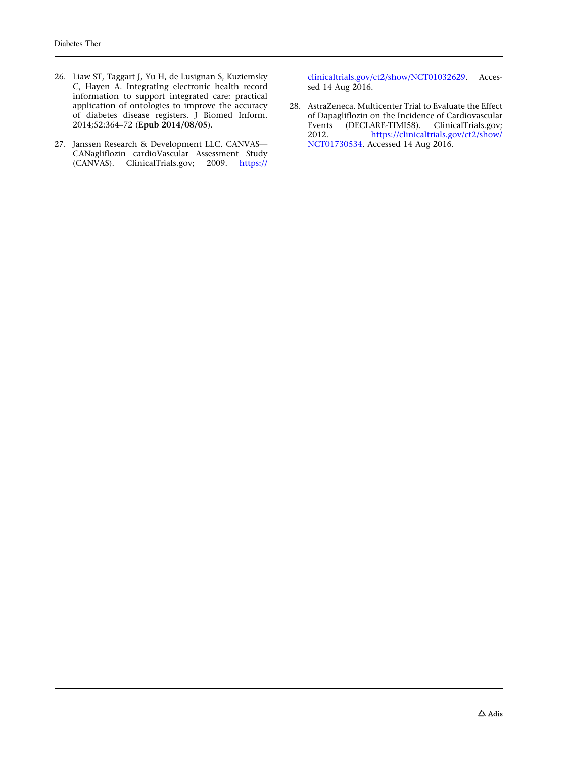26. Liaw ST, Taggart J, Yu H, de Lusignan S, Kuziemsky C, Hayen A. Integrating electronic health record information to support integrated care: practical application of ontologies to improve the accuracy of diabetes disease registers. J Biomed Inform. 2014;52:364–72 (**Epub 2014/08/05**).

27. Janssen Research & Development LLC. CANVAS—CANagliflozin cardioVascular Assessment Study (CANVAS). ClinicalTrials.gov; 2009. https://clinicaltrials.gov/ct2/show/NCT01032629. Accessed 14 Aug 2016.

28. AstraZeneca. Multicenter Trial to Evaluate the Effect of Dapagliflozin on the Incidence of Cardiovascular Events (DECLARE-TIMI58). ClinicalTrials.gov; 2012. https://clinicaltrials.gov/ct2/show/NCT01730534. Accessed 14 Aug 2016.